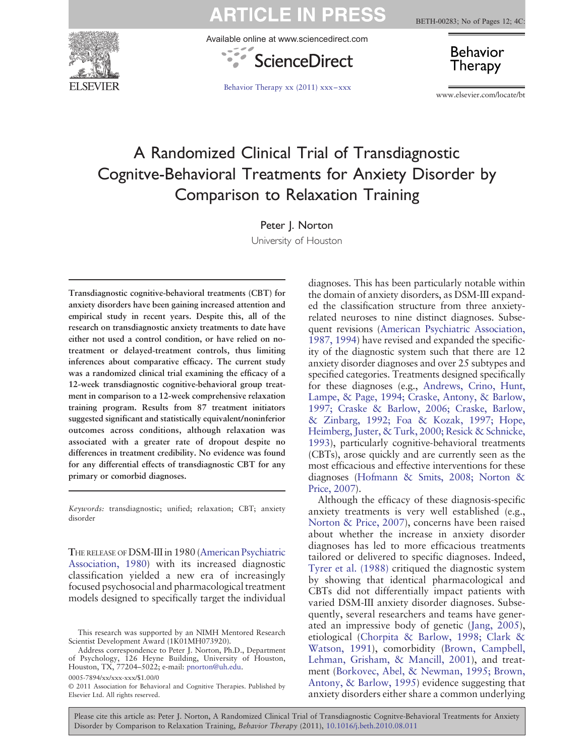# A Randomized Clinical Trial of Transdiagnostic Cognitve-Behavioral Treatments for Anxiety Disorder by Comparison to Relaxation Training

Peter J. Norton
University of Houston

**Transdiagnostic cognitive-behavioral treatments (CBT) for anxiety disorders have been gaining increased attention and empirical study in recent years. Despite this, all of the research on transdiagnostic anxiety treatments to date have either not used a control condition, or have relied on no-treatment or delayed-treatment controls, thus limiting inferences about comparative efficacy. The current study was a randomized clinical trial examining the efficacy of a 12-week transdiagnostic cognitive-behavioral group treatment in comparison to a 12-week comprehensive relaxation training program. Results from 87 treatment initiators suggested significant and statistically equivalent/noninferior outcomes across conditions, although relaxation was associated with a greater rate of dropout despite no differences in treatment credibility. No evidence was found for any differential effects of transdiagnostic CBT for any primary or comorbid diagnoses.**

*Keywords:* transdiagnostic; unified; relaxation; CBT; anxiety disorder

THE RELEASE OF DSM-III in 1980 (American Psychiatric Association, 1980) with its increased diagnostic classification yielded a new era of increasingly focused psychosocial and pharmacological treatment models designed to specifically target the individual diagnoses. This has been particularly notable within the domain of anxiety disorders, as DSM-III expanded the classification structure from three anxiety-related neuroses to nine distinct diagnoses. Subsequent revisions (American Psychiatric Association, 1987, 1994) have revised and expanded the specificity of the diagnostic system such that there are 12 anxiety disorder diagnoses and over 25 subtypes and specified categories. Treatments designed specifically for these diagnoses (e.g., Andrews, Crino, Hunt, Lampe, & Page, 1994; Craske, Antony, & Barlow, 1997; Craske & Barlow, 2006; Craske, Barlow, & Zinbarg, 1992; Foa & Kozak, 1997; Hope, Heimberg, Juster, & Turk, 2000; Resick & Schnicke, 1993), particularly cognitive-behavioral treatments (CBTs), arose quickly and are currently seen as the most efficacious and effective interventions for these diagnoses (Hofmann & Smits, 2008; Norton & Price, 2007).

Although the efficacy of these diagnosis-specific anxiety treatments is very well established (e.g., Norton & Price, 2007), concerns have been raised about whether the increase in anxiety disorder diagnoses has led to more efficacious treatments tailored or delivered to specific diagnoses. Indeed, Tyrer et al. (1988) critiqued the diagnostic system by showing that identical pharmacological and CBTs did not differentially impact patients with varied DSM-III anxiety disorder diagnoses. Subsequently, several researchers and teams have generated an impressive body of genetic (Jang, 2005), etiological (Chorpita & Barlow, 1998; Clark & Watson, 1991), comorbidity (Brown, Campbell, Lehman, Grisham, & Mancill, 2001), and treatment (Borkovec, Abel, & Newman, 1995; Brown, Antony, & Barlow, 1995) evidence suggesting that anxiety disorders either share a common underlying

This research was supported by an NIMH Mentored Research Scientist Development Award (1K01MH073920).

Address correspondence to Peter J. Norton, Ph.D., Department of Psychology, 126 Heyne Building, University of Houston, Houston, TX, 77204-5022; e-mail: pnorton@uh.edu.

0005-7894/xx/xxx-xxx/$1.00/0

© 2011 Association for Behavioral and Cognitive Therapies. Published by Elsevier Ltd. All rights reserved.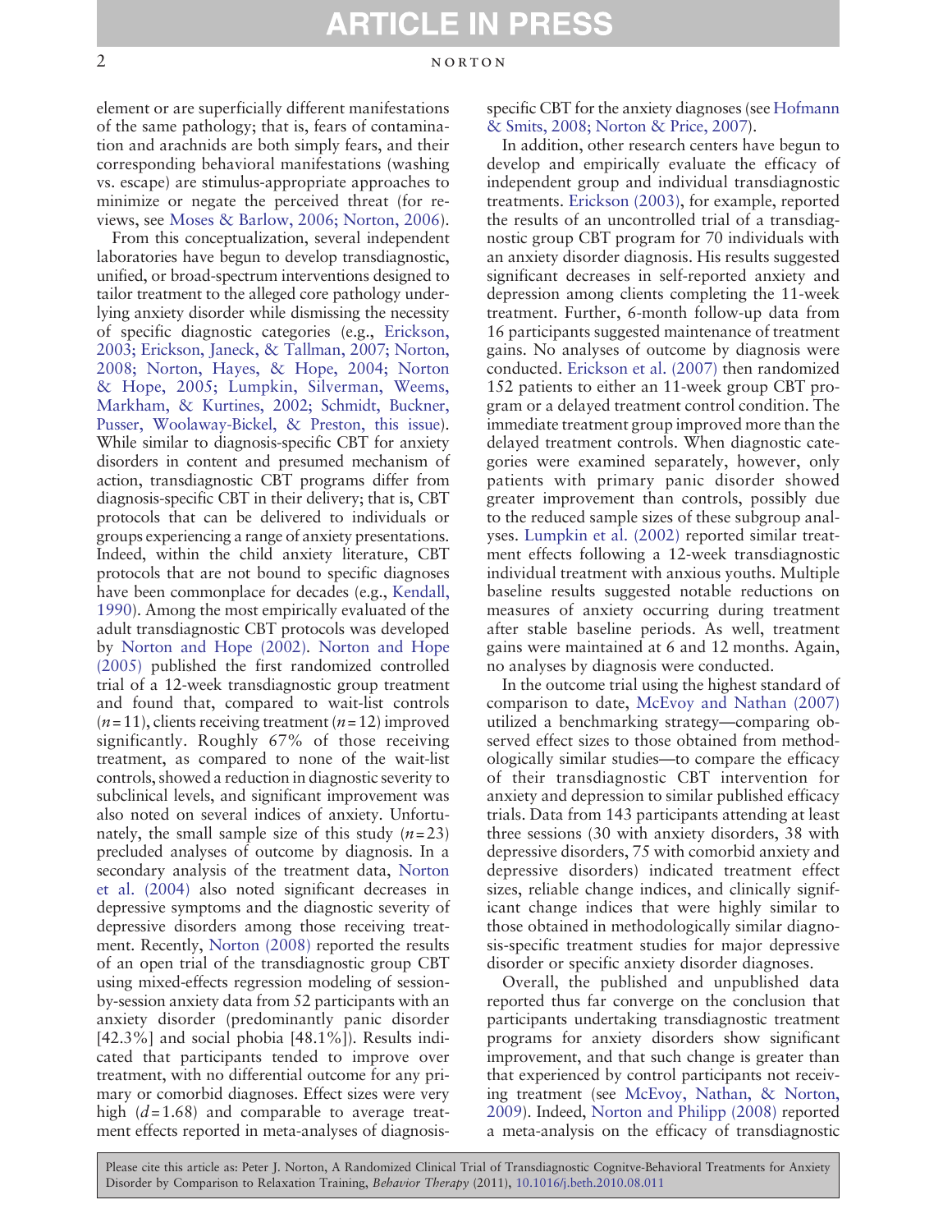element or are superficially different manifestations of the same pathology; that is, fears of contamination and arachnids are both simply fears, and their corresponding behavioral manifestations (washing vs. escape) are stimulus-appropriate approaches to minimize or negate the perceived threat (for reviews, see Moses & Barlow, 2006; Norton, 2006).

From this conceptualization, several independent laboratories have begun to develop transdiagnostic, unified, or broad-spectrum interventions designed to tailor treatment to the alleged core pathology underlying anxiety disorder while dismissing the necessity of specific diagnostic categories (e.g., Erickson, 2003; Erickson, Janeck, & Tallman, 2007; Norton, 2008; Norton, Hayes, & Hope, 2004; Norton & Hope, 2005; Lumpkin, Silverman, Weems, Markham, & Kurtines, 2002; Schmidt, Buckner, Pusser, Woolaway-Bickel, & Preston, this issue). While similar to diagnosis-specific CBT for anxiety disorders in content and presumed mechanism of action, transdiagnostic CBT programs differ from diagnosis-specific CBT in their delivery; that is, CBT protocols that can be delivered to individuals or groups experiencing a range of anxiety presentations. Indeed, within the child anxiety literature, CBT protocols that are not bound to specific diagnoses have been commonplace for decades (e.g., Kendall, 1990). Among the most empirically evaluated of the adult transdiagnostic CBT protocols was developed by Norton and Hope (2002). Norton and Hope (2005) published the first randomized controlled trial of a 12-week transdiagnostic group treatment and found that, compared to wait-list controls ($n = 11$), clients receiving treatment ($n = 12$) improved significantly. Roughly 67% of those receiving treatment, as compared to none of the wait-list controls, showed a reduction in diagnostic severity to subclinical levels, and significant improvement was also noted on several indices of anxiety. Unfortunately, the small sample size of this study ($n = 23$) precluded analyses of outcome by diagnosis. In a secondary analysis of the treatment data, Norton et al. (2004) also noted significant decreases in depressive symptoms and the diagnostic severity of depressive disorders among those receiving treatment. Recently, Norton (2008) reported the results of an open trial of the transdiagnostic group CBT using mixed-effects regression modeling of session-by-session anxiety data from 52 participants with an anxiety disorder (predominantly panic disorder [42.3%] and social phobia [48.1%]). Results indicated that participants tended to improve over treatment, with no differential outcome for any primary or comorbid diagnoses. Effect sizes were very high ($d = 1.68$) and comparable to average treatment effects reported in meta-analyses of diagnosis-specific CBT for the anxiety diagnoses (see Hofmann & Smits, 2008; Norton & Price, 2007).

In addition, other research centers have begun to develop and empirically evaluate the efficacy of independent group and individual transdiagnostic treatments. Erickson (2003), for example, reported the results of an uncontrolled trial of a transdiagnostic group CBT program for 70 individuals with an anxiety disorder diagnosis. His results suggested significant decreases in self-reported anxiety and depression among clients completing the 11-week treatment. Further, 6-month follow-up data from 16 participants suggested maintenance of treatment gains. No analyses of outcome by diagnosis were conducted. Erickson et al. (2007) then randomized 152 patients to either an 11-week group CBT program or a delayed treatment control condition. The immediate treatment group improved more than the delayed treatment controls. When diagnostic categories were examined separately, however, only patients with primary panic disorder showed greater improvement than controls, possibly due to the reduced sample sizes of these subgroup analyses. Lumpkin et al. (2002) reported similar treatment effects following a 12-week transdiagnostic individual treatment with anxious youths. Multiple baseline results suggested notable reductions on measures of anxiety occurring during treatment after stable baseline periods. As well, treatment gains were maintained at 6 and 12 months. Again, no analyses by diagnosis were conducted.

In the outcome trial using the highest standard of comparison to date, McEvoy and Nathan (2007) utilized a benchmarking strategy—comparing observed effect sizes to those obtained from methodologically similar studies—to compare the efficacy of their transdiagnostic CBT intervention for anxiety and depression to similar published efficacy trials. Data from 143 participants attending at least three sessions (30 with anxiety disorders, 38 with depressive disorders, 75 with comorbid anxiety and depressive disorders) indicated treatment effect sizes, reliable change indices, and clinically significant change indices that were highly similar to those obtained in methodologically similar diagnosis-specific treatment studies for major depressive disorder or specific anxiety disorder diagnoses.

Overall, the published and unpublished data reported thus far converge on the conclusion that participants undertaking transdiagnostic treatment programs for anxiety disorders show significant improvement, and that such change is greater than that experienced by control participants not receiving treatment (see McEvoy, Nathan, & Norton, 2009). Indeed, Norton and Philipp (2008) reported a meta-analysis on the efficacy of transdiagnostic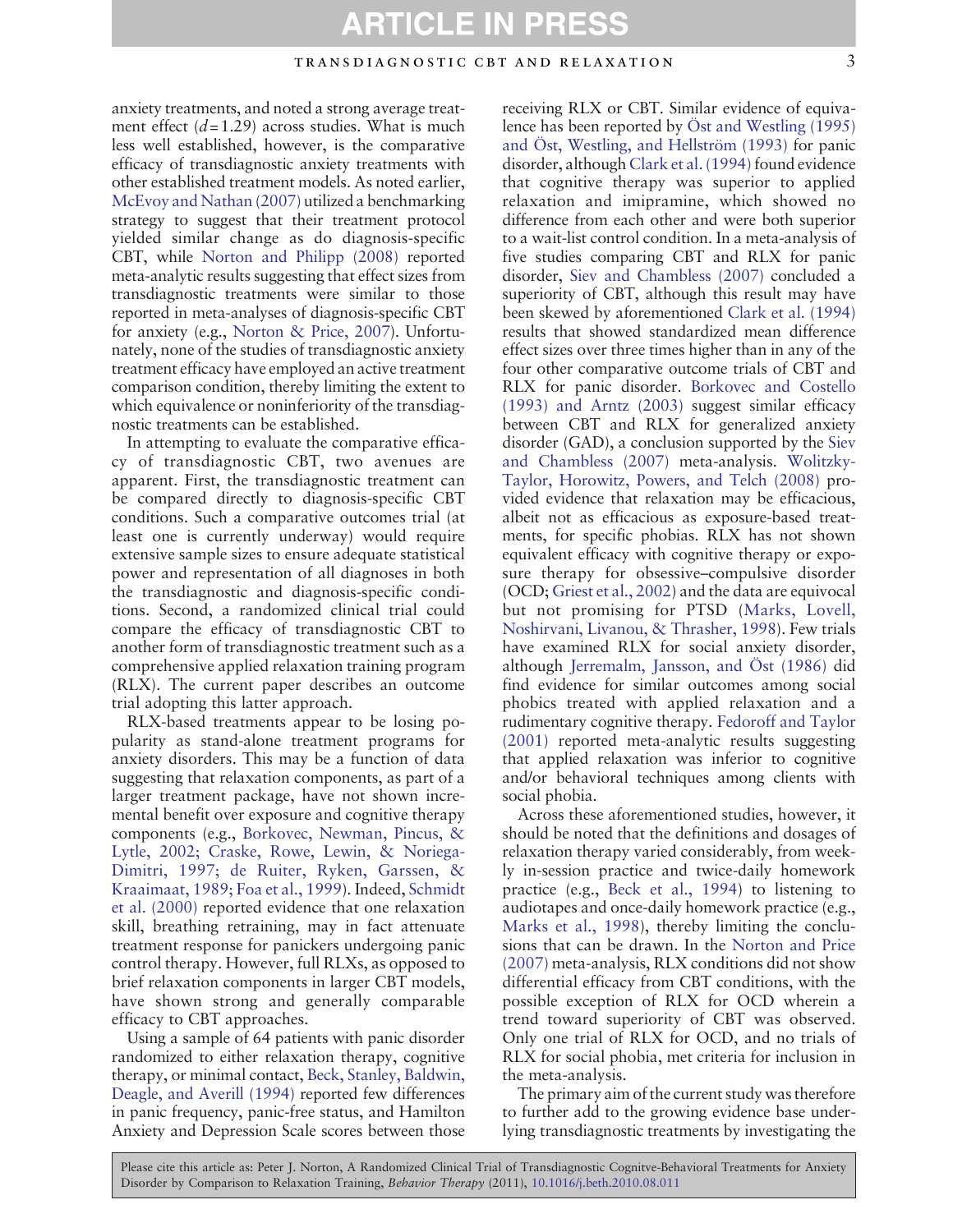anxiety treatments, and noted a strong average treatment effect ($d = 1.29$) across studies. What is much less well established, however, is the comparative efficacy of transdiagnostic anxiety treatments with other established treatment models. As noted earlier, McEvoy and Nathan (2007) utilized a benchmarking strategy to suggest that their treatment protocol yielded similar change as do diagnosis-specific CBT, while Norton and Philipp (2008) reported meta-analytic results suggesting that effect sizes from transdiagnostic treatments were similar to those reported in meta-analyses of diagnosis-specific CBT for anxiety (e.g., Norton & Price, 2007). Unfortunately, none of the studies of transdiagnostic anxiety treatment efficacy have employed an active treatment comparison condition, thereby limiting the extent to which equivalence or noninferiority of the transdiagnostic treatments can be established.

In attempting to evaluate the comparative efficacy of transdiagnostic CBT, two avenues are apparent. First, the transdiagnostic treatment can be compared directly to diagnosis-specific CBT conditions. Such a comparative outcomes trial (at least one is currently underway) would require extensive sample sizes to ensure adequate statistical power and representation of all diagnoses in both the transdiagnostic and diagnosis-specific conditions. Second, a randomized clinical trial could compare the efficacy of transdiagnostic CBT to another form of transdiagnostic treatment such as a comprehensive applied relaxation training program (RLX). The current paper describes an outcome trial adopting this latter approach.

RLX-based treatments appear to be losing popularity as stand-alone treatment programs for anxiety disorders. This may be a function of data suggesting that relaxation components, as part of a larger treatment package, have not shown incremental benefit over exposure and cognitive therapy components (e.g., Borkovec, Newman, Pincus, & Lytle, 2002; Craske, Rowe, Lewin, & Noriega-Dimitri, 1997; de Ruiter, Ryken, Garssen, & Kraaimaat, 1989; Foa et al., 1999). Indeed, Schmidt et al. (2000) reported evidence that one relaxation skill, breathing retraining, may in fact attenuate treatment response for panickers undergoing panic control therapy. However, full RLXs, as opposed to brief relaxation components in larger CBT models, have shown strong and generally comparable efficacy to CBT approaches.

Using a sample of 64 patients with panic disorder randomized to either relaxation therapy, cognitive therapy, or minimal contact, Beck, Stanley, Baldwin, Deagle, and Averill (1994) reported few differences in panic frequency, panic-free status, and Hamilton Anxiety and Depression Scale scores between those receiving RLX or CBT. Similar evidence of equivalence has been reported by Öst and Westling (1995) and Öst, Westling, and Hellström (1993) for panic disorder, although Clark et al. (1994) found evidence that cognitive therapy was superior to applied relaxation and imipramine, which showed no difference from each other and were both superior to a wait-list control condition. In a meta-analysis of five studies comparing CBT and RLX for panic disorder, Siev and Chambless (2007) concluded a superiority of CBT, although this result may have been skewed by aforementioned Clark et al. (1994) results that showed standardized mean difference effect sizes over three times higher than in any of the four other comparative outcome trials of CBT and RLX for panic disorder. Borkovec and Costello (1993) and Arntz (2003) suggest similar efficacy between CBT and RLX for generalized anxiety disorder (GAD), a conclusion supported by the Siev and Chambless (2007) meta-analysis. Wolitzky-Taylor, Horowitz, Powers, and Telch (2008) provided evidence that relaxation may be efficacious, albeit not as efficacious as exposure-based treatments, for specific phobias. RLX has not shown equivalent efficacy with cognitive therapy or exposure therapy for obsessive–compulsive disorder (OCD; Griest et al., 2002) and the data are equivocal but not promising for PTSD (Marks, Lovell, Noshirvani, Livanou, & Thrasher, 1998). Few trials have examined RLX for social anxiety disorder, although Jerremalm, Jansson, and Öst (1986) did find evidence for similar outcomes among social phobics treated with applied relaxation and a rudimentary cognitive therapy. Fedoroff and Taylor (2001) reported meta-analytic results suggesting that applied relaxation was inferior to cognitive and/or behavioral techniques among clients with social phobia.

Across these aforementioned studies, however, it should be noted that the definitions and dosages of relaxation therapy varied considerably, from weekly in-session practice and twice-daily homework practice (e.g., Beck et al., 1994) to listening to audiotapes and once-daily homework practice (e.g., Marks et al., 1998), thereby limiting the conclusions that can be drawn. In the Norton and Price (2007) meta-analysis, RLX conditions did not show differential efficacy from CBT conditions, with the possible exception of RLX for OCD wherein a trend toward superiority of CBT was observed. Only one trial of RLX for OCD, and no trials of RLX for social phobia, met criteria for inclusion in the meta-analysis.

The primary aim of the current study was therefore to further add to the growing evidence base underlying transdiagnostic treatments by investigating the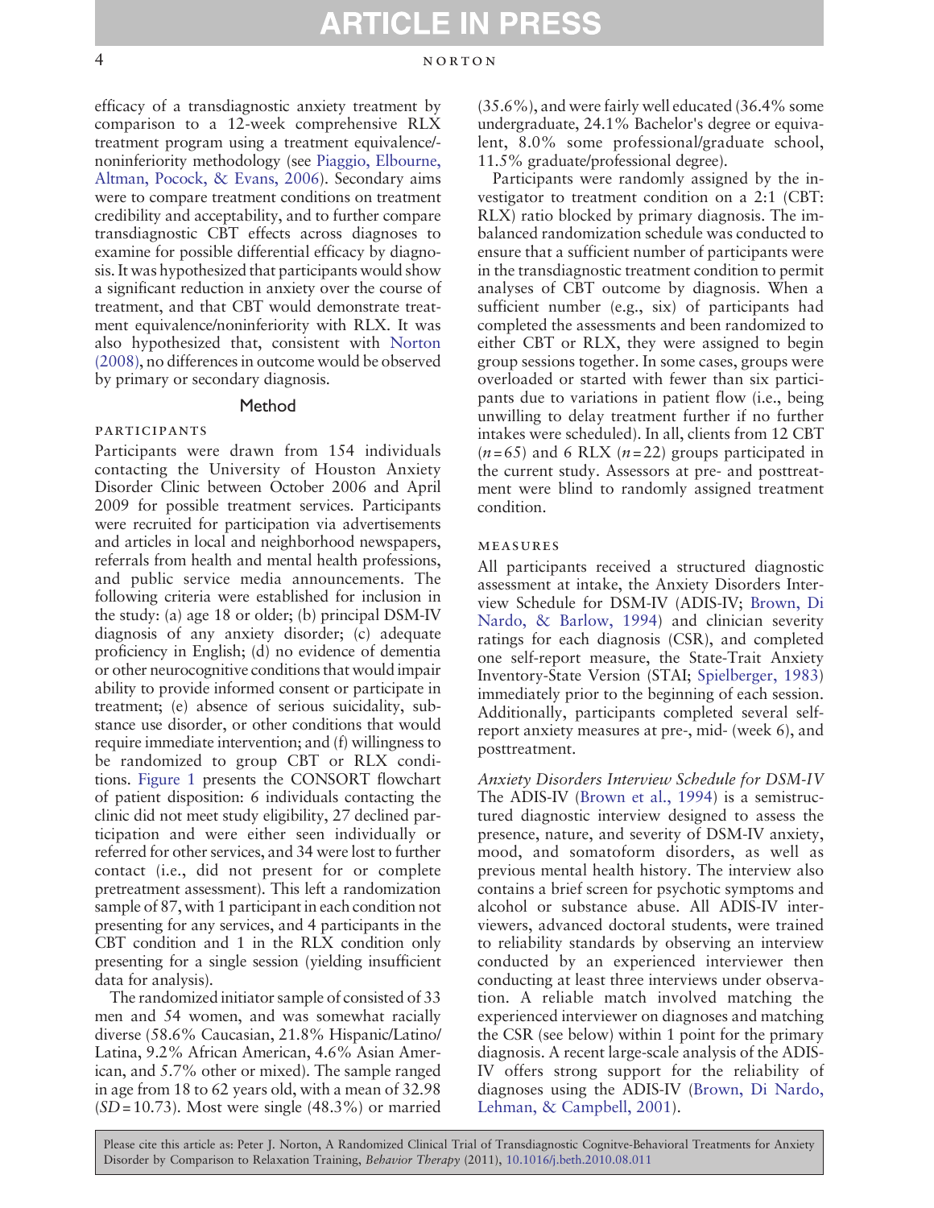efficacy of a transdiagnostic anxiety treatment by comparison to a 12-week comprehensive RLX treatment program using a treatment equivalence/-noninferiority methodology (see Piaggio, Elbourne, Altman, Pocock, & Evans, 2006). Secondary aims were to compare treatment conditions on treatment credibility and acceptability, and to further compare transdiagnostic CBT effects across diagnoses to examine for possible differential efficacy by diagnosis. It was hypothesized that participants would show a significant reduction in anxiety over the course of treatment, and that CBT would demonstrate treatment equivalence/noninferiority with RLX. It was also hypothesized that, consistent with Norton (2008), no differences in outcome would be observed by primary or secondary diagnosis.

## Method

### Participants

Participants were drawn from 154 individuals contacting the University of Houston Anxiety Disorder Clinic between October 2006 and April 2009 for possible treatment services. Participants were recruited for participation via advertisements and articles in local and neighborhood newspapers, referrals from health and mental health professions, and public service media announcements. The following criteria were established for inclusion in the study: (a) age 18 or older; (b) principal DSM-IV diagnosis of any anxiety disorder; (c) adequate proficiency in English; (d) no evidence of dementia or other neurocognitive conditions that would impair ability to provide informed consent or participate in treatment; (e) absence of serious suicidality, substance use disorder, or other conditions that would require immediate intervention; and (f) willingness to be randomized to group CBT or RLX conditions. Figure 1 presents the CONSORT flowchart of patient disposition: 6 individuals contacting the clinic did not meet study eligibility, 27 declined participation and were either seen individually or referred for other services, and 34 were lost to further contact (i.e., did not present for or complete pretreatment assessment). This left a randomization sample of 87, with 1 participant in each condition not presenting for any services, and 4 participants in the CBT condition and 1 in the RLX condition only presenting for a single session (yielding insufficient data for analysis).

The randomized initiator sample of consisted of 33 men and 54 women, and was somewhat racially diverse (58.6% Caucasian, 21.8% Hispanic/Latino/Latina, 9.2% African American, 4.6% Asian American, and 5.7% other or mixed). The sample ranged in age from 18 to 62 years old, with a mean of 32.98 ($SD$ = 10.73). Most were single (48.3%) or married (35.6%), and were fairly well educated (36.4% some undergraduate, 24.1% Bachelor's degree or equivalent, 8.0% some professional/graduate school, 11.5% graduate/professional degree).

Participants were randomly assigned by the investigator to treatment condition on a 2:1 (CBT: RLX) ratio blocked by primary diagnosis. The imbalanced randomization schedule was conducted to ensure that a sufficient number of participants were in the transdiagnostic treatment condition to permit analyses of CBT outcome by diagnosis. When a sufficient number (e.g., six) of participants had completed the assessments and been randomized to either CBT or RLX, they were assigned to begin group sessions together. In some cases, groups were overloaded or started with fewer than six participants due to variations in patient flow (i.e., being unwilling to delay treatment further if no further intakes were scheduled). In all, clients from 12 CBT ($n$ = 65) and 6 RLX ($n$ = 22) groups participated in the current study. Assessors at pre- and posttreatment were blind to randomly assigned treatment condition.

### Measures

All participants received a structured diagnostic assessment at intake, the Anxiety Disorders Interview Schedule for DSM-IV (ADIS-IV; Brown, Di Nardo, & Barlow, 1994) and clinician severity ratings for each diagnosis (CSR), and completed one self-report measure, the State-Trait Anxiety Inventory-State Version (STAI; Spielberger, 1983) immediately prior to the beginning of each session. Additionally, participants completed several self-report anxiety measures at pre-, mid- (week 6), and posttreatment.

*Anxiety Disorders Interview Schedule for DSM-IV*
The ADIS-IV (Brown et al., 1994) is a semistructured diagnostic interview designed to assess the presence, nature, and severity of DSM-IV anxiety, mood, and somatoform disorders, as well as previous mental health history. The interview also contains a brief screen for psychotic symptoms and alcohol or substance abuse. All ADIS-IV interviewers, advanced doctoral students, were trained to reliability standards by observing an interview conducted by an experienced interviewer then conducting at least three interviews under observation. A reliable match involved matching the experienced interviewer on diagnoses and matching the CSR (see below) within 1 point for the primary diagnosis. A recent large-scale analysis of the ADIS-IV offers strong support for the reliability of diagnoses using the ADIS-IV (Brown, Di Nardo, Lehman, & Campbell, 2001).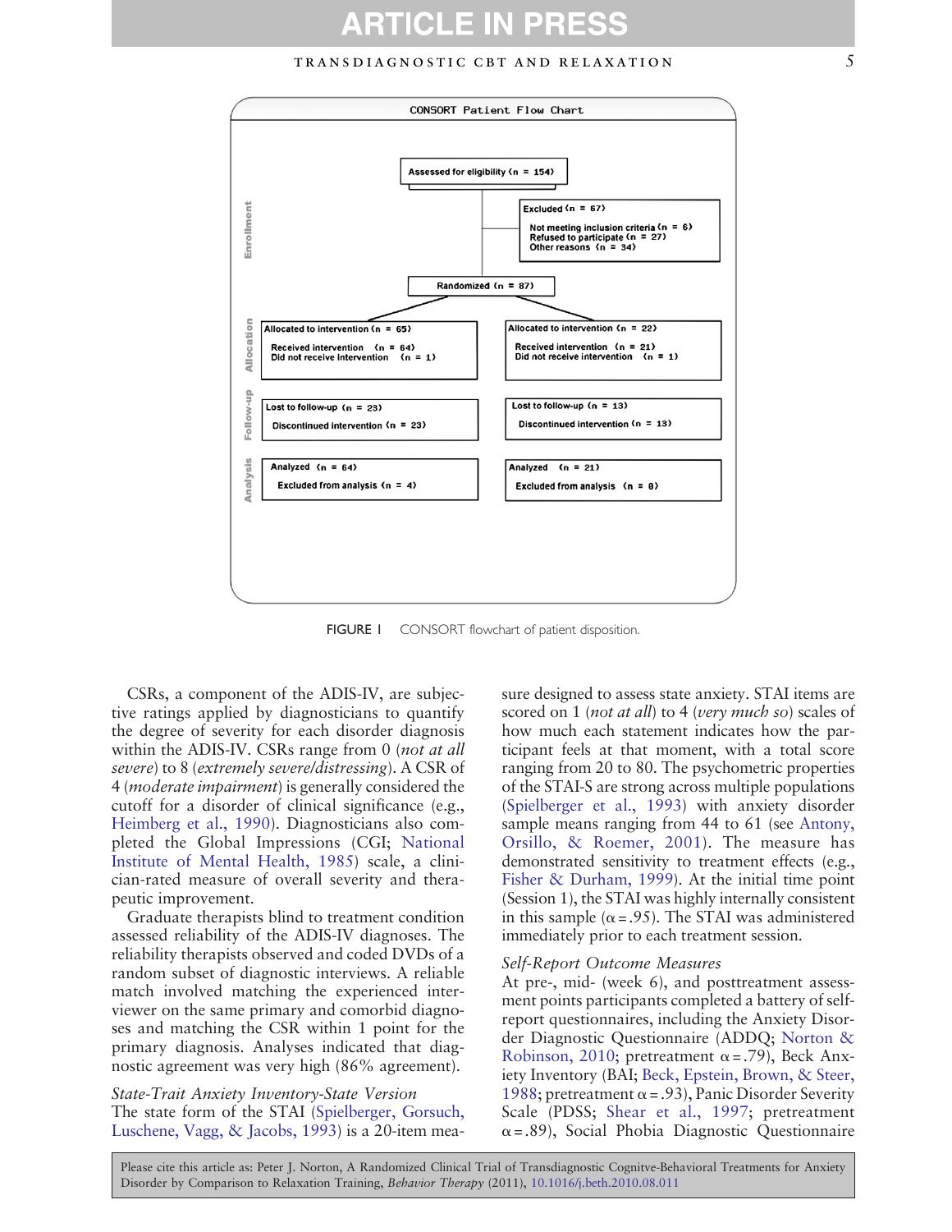CONSORT Patient Flow Chart

**Enrollment**

Assessed for eligibility (n = 154)

Excluded (n = 67)
- Not meeting inclusion criteria (n = 6)
- Refused to participate (n = 27)
- Other reasons (n = 34)

Randomized (n = 87)

**Allocation**

| Allocated to intervention (n = 65) | Allocated to intervention (n = 22) |
|---|---|
| Received intervention (n = 64) | Received intervention (n = 21) |
| Did not receive intervention (n = 1) | Did not receive intervention (n = 1) |

**Follow-up**

| Lost to follow-up (n = 23) | Lost to follow-up (n = 13) |
|---|---|
| Discontinued intervention (n = 23) | Discontinued intervention (n = 13) |

**Analysis**

| Analyzed (n = 64) | Analyzed (n = 21) |
|---|---|
| Excluded from analysis (n = 4) | Excluded from analysis (n = 0) |

FIGURE 1 CONSORT flowchart of patient disposition.

CSRs, a component of the ADIS-IV, are subjective ratings applied by diagnosticians to quantify the degree of severity for each disorder diagnosis within the ADIS-IV. CSRs range from 0 (*not at all severe*) to 8 (*extremely severe/distressing*). A CSR of 4 (*moderate impairment*) is generally considered the cutoff for a disorder of clinical significance (e.g., Heimberg et al., 1990). Diagnosticians also completed the Global Impressions (CGI; National Institute of Mental Health, 1985) scale, a clinician-rated measure of overall severity and therapeutic improvement.

Graduate therapists blind to treatment condition assessed reliability of the ADIS-IV diagnoses. The reliability therapists observed and coded DVDs of a random subset of diagnostic interviews. A reliable match involved matching the experienced interviewer on the same primary and comorbid diagnoses and matching the CSR within 1 point for the primary diagnosis. Analyses indicated that diagnostic agreement was very high (86% agreement).

*State-Trait Anxiety Inventory-State Version*

The state form of the STAI (Spielberger, Gorsuch, Luschene, Vagg, & Jacobs, 1993) is a 20-item measure designed to assess state anxiety. STAI items are scored on 1 (*not at all*) to 4 (*very much so*) scales of how much each statement indicates how the participant feels at that moment, with a total score ranging from 20 to 80. The psychometric properties of the STAI-S are strong across multiple populations (Spielberger et al., 1993) with anxiety disorder sample means ranging from 44 to 61 (see Antony, Orsillo, & Roemer, 2001). The measure has demonstrated sensitivity to treatment effects (e.g., Fisher & Durham, 1999). At the initial time point (Session 1), the STAI was highly internally consistent in this sample ($\alpha = .95$). The STAI was administered immediately prior to each treatment session.

*Self-Report Outcome Measures*

At pre-, mid- (week 6), and posttreatment assessment points participants completed a battery of self-report questionnaires, including the Anxiety Disorder Diagnostic Questionnaire (ADDQ; Norton & Robinson, 2010; pretreatment $\alpha = .79$), Beck Anxiety Inventory (BAI; Beck, Epstein, Brown, & Steer, 1988; pretreatment $\alpha = .93$), Panic Disorder Severity Scale (PDSS; Shear et al., 1997; pretreatment $\alpha = .89$), Social Phobia Diagnostic Questionnaire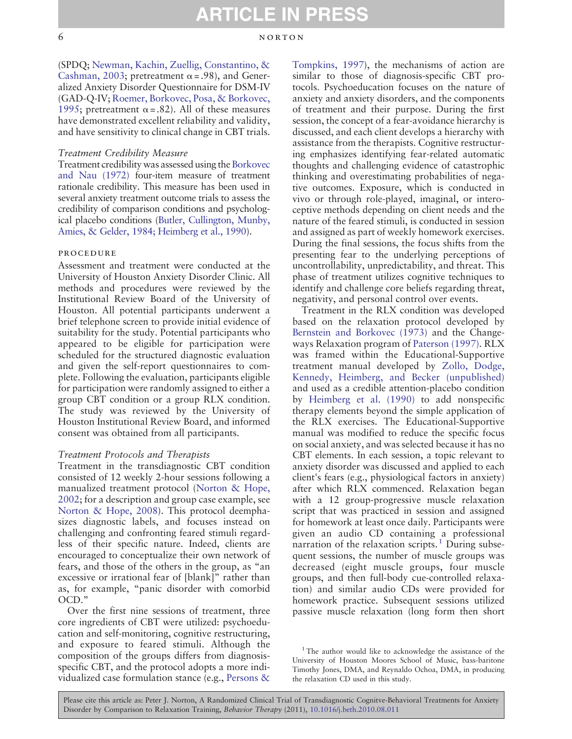(SPDQ; Newman, Kachin, Zuellig, Constantino, & Cashman, 2003; pretreatment α = .98), and Generalized Anxiety Disorder Questionnaire for DSM-IV (GAD-Q-IV; Roemer, Borkovec, Posa, & Borkovec, 1995; pretreatment α = .82). All of these measures have demonstrated excellent reliability and validity, and have sensitivity to clinical change in CBT trials.

### *Treatment Credibility Measure*

Treatment credibility was assessed using the Borkovec and Nau (1972) four-item measure of treatment rationale credibility. This measure has been used in several anxiety treatment outcome trials to assess the credibility of comparison conditions and psychological placebo conditions (Butler, Cullington, Munby, Amies, & Gelder, 1984; Heimberg et al., 1990).

## PROCEDURE

Assessment and treatment were conducted at the University of Houston Anxiety Disorder Clinic. All methods and procedures were reviewed by the Institutional Review Board of the University of Houston. All potential participants underwent a brief telephone screen to provide initial evidence of suitability for the study. Potential participants who appeared to be eligible for participation were scheduled for the structured diagnostic evaluation and given the self-report questionnaires to complete. Following the evaluation, participants eligible for participation were randomly assigned to either a group CBT condition or a group RLX condition. The study was reviewed by the University of Houston Institutional Review Board, and informed consent was obtained from all participants.

### *Treatment Protocols and Therapists*

Treatment in the transdiagnostic CBT condition consisted of 12 weekly 2-hour sessions following a manualized treatment protocol (Norton & Hope, 2002; for a description and group case example, see Norton & Hope, 2008). This protocol deemphasizes diagnostic labels, and focuses instead on challenging and confronting feared stimuli regardless of their specific nature. Indeed, clients are encouraged to conceptualize their own network of fears, and those of the others in the group, as "an excessive or irrational fear of [blank]" rather than as, for example, "panic disorder with comorbid OCD."

Over the first nine sessions of treatment, three core ingredients of CBT were utilized: psychoeducation and self-monitoring, cognitive restructuring, and exposure to feared stimuli. Although the composition of the groups differs from diagnosis-specific CBT, and the protocol adopts a more individualized case formulation stance (e.g., Persons & Tompkins, 1997), the mechanisms of action are similar to those of diagnosis-specific CBT protocols. Psychoeducation focuses on the nature of anxiety and anxiety disorders, and the components of treatment and their purpose. During the first session, the concept of a fear-avoidance hierarchy is discussed, and each client develops a hierarchy with assistance from the therapists. Cognitive restructuring emphasizes identifying fear-related automatic thoughts and challenging evidence of catastrophic thinking and overestimating probabilities of negative outcomes. Exposure, which is conducted in vivo or through role-played, imaginal, or interoceptive methods depending on client needs and the nature of the feared stimuli, is conducted in session and assigned as part of weekly homework exercises. During the final sessions, the focus shifts from the presenting fear to the underlying perceptions of uncontrollability, unpredictability, and threat. This phase of treatment utilizes cognitive techniques to identify and challenge core beliefs regarding threat, negativity, and personal control over events.

Treatment in the RLX condition was developed based on the relaxation protocol developed by Bernstein and Borkovec (1973) and the Changeways Relaxation program of Paterson (1997). RLX was framed within the Educational-Supportive treatment manual developed by Zollo, Dodge, Kennedy, Heimberg, and Becker (unpublished) and used as a credible attention-placebo condition by Heimberg et al. (1990) to add nonspecific therapy elements beyond the simple application of the RLX exercises. The Educational-Supportive manual was modified to reduce the specific focus on social anxiety, and was selected because it has no CBT elements. In each session, a topic relevant to anxiety disorder was discussed and applied to each client's fears (e.g., physiological factors in anxiety) after which RLX commenced. Relaxation began with a 12 group-progressive muscle relaxation script that was practiced in session and assigned for homework at least once daily. Participants were given an audio CD containing a professional narration of the relaxation scripts.[1] During subsequent sessions, the number of muscle groups was decreased (eight muscle groups, four muscle groups, and then full-body cue-controlled relaxation) and similar audio CDs were provided for homework practice. Subsequent sessions utilized passive muscle relaxation (long form then short

[1] The author would like to acknowledge the assistance of the University of Houston Moores School of Music, bass-baritone Timothy Jones, DMA, and Reynaldo Ochoa, DMA, in producing the relaxation CD used in this study.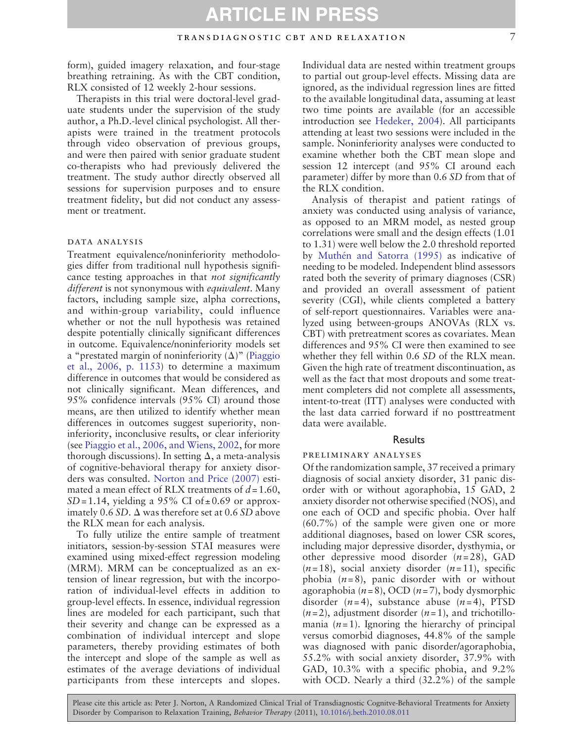form), guided imagery relaxation, and four-stage breathing retraining. As with the CBT condition, RLX consisted of 12 weekly 2-hour sessions.

Therapists in this trial were doctoral-level graduate students under the supervision of the study author, a Ph.D.-level clinical psychologist. All therapists were trained in the treatment protocols through video observation of previous groups, and were then paired with senior graduate student co-therapists who had previously delivered the treatment. The study author directly observed all sessions for supervision purposes and to ensure treatment fidelity, but did not conduct any assessment or treatment.

### DATA ANALYSIS

Treatment equivalence/noninferiority methodologies differ from traditional null hypothesis significance testing approaches in that *not significantly different* is not synonymous with *equivalent*. Many factors, including sample size, alpha corrections, and within-group variability, could influence whether or not the null hypothesis was rejected despite potentially clinically significant differences in outcome. Equivalence/noninferiority models set a "prestated margin of noninferiority ($\Delta$)" (Piaggio et al., 2006, p. 1153) to determine a maximum difference in outcomes that would be considered as not clinically significant. Mean differences, and 95% confidence intervals (95% CI) around those means, are then utilized to identify whether mean differences in outcomes suggest superiority, noninferiority, inconclusive results, or clear inferiority (see Piaggio et al., 2006, and Wiens, 2002, for more thorough discussions). In setting $\Delta$, a meta-analysis of cognitive-behavioral therapy for anxiety disorders was consulted. Norton and Price (2007) estimated a mean effect of RLX treatments of $d = 1.60$, $SD = 1.14$, yielding a 95% CI of $\pm 0.69$ or approximately 0.6 *SD*. $\Delta$ was therefore set at 0.6 *SD* above the RLX mean for each analysis.

To fully utilize the entire sample of treatment initiators, session-by-session STAI measures were examined using mixed-effect regression modeling (MRM). MRM can be conceptualized as an extension of linear regression, but with the incorporation of individual-level effects in addition to group-level effects. In essence, individual regression lines are modeled for each participant, such that their severity and change can be expressed as a combination of individual intercept and slope parameters, thereby providing estimates of both the intercept and slope of the sample as well as estimates of the average deviations of individual participants from these intercepts and slopes. Individual data are nested within treatment groups to partial out group-level effects. Missing data are ignored, as the individual regression lines are fitted to the available longitudinal data, assuming at least two time points are available (for an accessible introduction see Hedeker, 2004). All participants attending at least two sessions were included in the sample. Noninferiority analyses were conducted to examine whether both the CBT mean slope and session 12 intercept (and 95% CI around each parameter) differ by more than 0.6 *SD* from that of the RLX condition.

Analysis of therapist and patient ratings of anxiety was conducted using analysis of variance, as opposed to an MRM model, as nested group correlations were small and the design effects (1.01 to 1.31) were well below the 2.0 threshold reported by Muthén and Satorra (1995) as indicative of needing to be modeled. Independent blind assessors rated both the severity of primary diagnoses (CSR) and provided an overall assessment of patient severity (CGI), while clients completed a battery of self-report questionnaires. Variables were analyzed using between-groups ANOVAs (RLX vs. CBT) with pretreatment scores as covariates. Mean differences and 95% CI were then examined to see whether they fell within 0.6 *SD* of the RLX mean. Given the high rate of treatment discontinuation, as well as the fact that most dropouts and some treatment completers did not complete all assessments, intent-to-treat (ITT) analyses were conducted with the last data carried forward if no posttreatment data were available.

## Results

### PRELIMINARY ANALYSES

Of the randomization sample, 37 received a primary diagnosis of social anxiety disorder, 31 panic disorder with or without agoraphobia, 15 GAD, 2 anxiety disorder not otherwise specified (NOS), and one each of OCD and specific phobia. Over half (60.7%) of the sample were given one or more additional diagnoses, based on lower CSR scores, including major depressive disorder, dysthymia, or other depressive mood disorder ($n = 28$), GAD ($n = 18$), social anxiety disorder ($n = 11$), specific phobia ($n = 8$), panic disorder with or without agoraphobia ($n = 8$), OCD ($n = 7$), body dysmorphic disorder ($n = 4$), substance abuse ($n = 4$), PTSD ($n = 2$), adjustment disorder ($n = 1$), and trichotillomania ($n = 1$). Ignoring the hierarchy of principal versus comorbid diagnoses, 44.8% of the sample was diagnosed with panic disorder/agoraphobia, 55.2% with social anxiety disorder, 37.9% with GAD, 10.3% with a specific phobia, and 9.2% with OCD. Nearly a third (32.2%) of the sample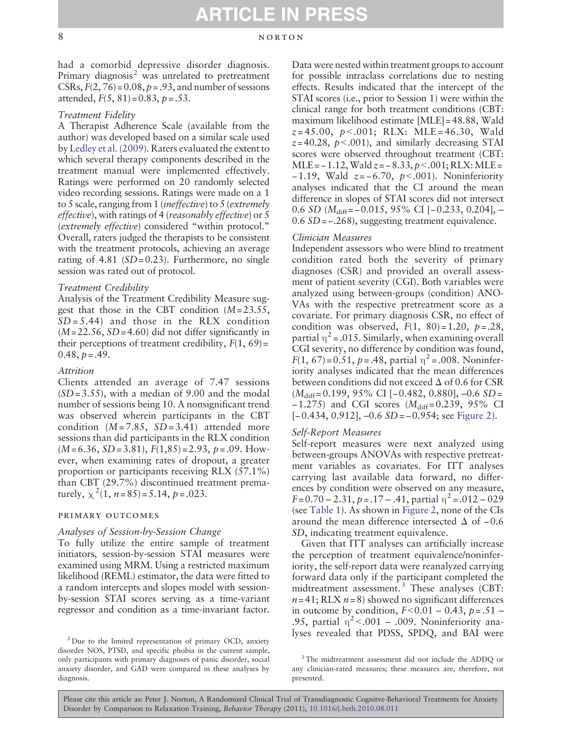had a comorbid depressive disorder diagnosis. Primary diagnosis[2] was unrelated to pretreatment CSRs, $F(2, 76) = 0.08$, $p = .93$, and number of sessions attended, $F(5, 81) = 0.83$, $p = .53$.

### *Treatment Fidelity*

A Therapist Adherence Scale (available from the author) was developed based on a similar scale used by Ledley et al. (2009). Raters evaluated the extent to which several therapy components described in the treatment manual were implemented effectively. Ratings were performed on 20 randomly selected video recording sessions. Ratings were made on a 1 to 5 scale, ranging from 1 (*ineffective*) to 5 (*extremely effective*), with ratings of 4 (*reasonably effective*) or 5 (*extremely effective*) considered "within protocol." Overall, raters judged the therapists to be consistent with the treatment protocols, achieving an average rating of 4.81 ($SD = 0.23$). Furthermore, no single session was rated out of protocol.

### *Treatment Credibility*

Analysis of the Treatment Credibility Measure suggest that those in the CBT condition ($M = 23.55$, $SD = 5.44$) and those in the RLX condition ($M = 22.56$, $SD = 4.60$) did not differ significantly in their perceptions of treatment credibility, $F(1, 69) = 0.48$, $p = .49$.

### *Attrition*

Clients attended an average of 7.47 sessions ($SD = 3.55$), with a median of 9.00 and the modal number of sessions being 10. A nonsignificant trend was observed wherein participants in the CBT condition ($M = 7.85$, $SD = 3.41$) attended more sessions than did participants in the RLX condition ($M = 6.36$, $SD = 3.81$), $F(1,85) = 2.93$, $p = .09$. However, when examining rates of dropout, a greater proportion or participants receiving RLX (57.1%) than CBT (29.7%) discontinued treatment prematurely, $\chi^2(1, n = 85) = 5.14$, $p = .023$.

## PRIMARY OUTCOMES

### *Analyses of Session-by-Session Change*

To fully utilize the entire sample of treatment initiators, session-by-session STAI measures were examined using MRM. Using a restricted maximum likelihood (REML) estimator, the data were fitted to a random intercepts and slopes model with session-by-session STAI scores serving as a time-variant regressor and condition as a time-invariant factor. Data were nested within treatment groups to account for possible intraclass correlations due to nesting effects. Results indicated that the intercept of the STAI scores (i.e., prior to Session 1) were within the clinical range for both treatment conditions (CBT: maximum likelihood estimate [MLE] = 48.88, Wald $z = 45.00$, $p < .001$; RLX: MLE = 46.30, Wald $z = 40.28$, $p < .001$), and similarly decreasing STAI scores were observed throughout treatment (CBT: MLE = −1.12, Wald $z = -8.33$, $p < .001$; RLX: MLE = −1.19, Wald $z = -6.70$, $p < .001$). Noninferiority analyses indicated that the CI around the mean difference in slopes of STAI scores did not intersect 0.6 *SD* ($M_{diff} = -0.015$, 95% CI [−0.233, 0.204], −0.6 *SD* = −.268), suggesting treatment equivalence.

### *Clinician Measures*

Independent assessors who were blind to treatment condition rated both the severity of primary diagnoses (CSR) and provided an overall assessment of patient severity (CGI). Both variables were analyzed using between-groups (condition) ANOVAs with the respective pretreatment score as a covariate. For primary diagnosis CSR, no effect of condition was observed, $F(1, 80) = 1.20$, $p = .28$, partial $\eta^2 = .015$. Similarly, when examining overall CGI severity, no difference by condition was found, $F(1, 67) = 0.51$, $p = .48$, partial $\eta^2 = .008$. Noninferiority analyses indicated that the mean differences between conditions did not exceed Δ of 0.6 for CSR ($M_{diff} = 0.199$, 95% CI [−0.482, 0.880], −0.6 *SD* = −1.275) and CGI scores ($M_{diff} = 0.239$, 95% CI [−0.434, 0.912], −0.6 *SD* = −0.954; see Figure 2).

### *Self-Report Measures*

Self-report measures were next analyzed using between-groups ANOVAs with respective pretreatment variables as covariates. For ITT analyses carrying last available data forward, no differences by condition were observed on any measure, $F = 0.70 - 2.31$, $p = .17 - .41$, partial $\eta^2 = .012 - 029$ (see Table 1). As shown in Figure 2, none of the CIs around the mean difference intersected Δ of −0.6 *SD*, indicating treatment equivalence.

Given that ITT analyses can artificially increase the perception of treatment equivalence/noninferiority, the self-report data were reanalyzed carrying forward data only if the participant completed the midtreatment assessment.[3] These analyses (CBT: $n = 41$; RLX $n = 8$) showed no significant differences in outcome by condition, $F < 0.01 - 0.43$, $p = .51 - .95$, partial $\eta^2 < .001 - .009$. Noninferiority analyses revealed that PDSS, SPDQ, and BAI were

---

[2] Due to the limited representation of primary OCD, anxiety disorder NOS, PTSD, and specific phobia in the current sample, only participants with primary diagnoses of panic disorder, social anxiety disorder, and GAD were compared in these analyses by diagnosis.

[3] The midtreatment assessment did not include the ADDQ or any clinician-rated measures; these measures are, therefore, not presented.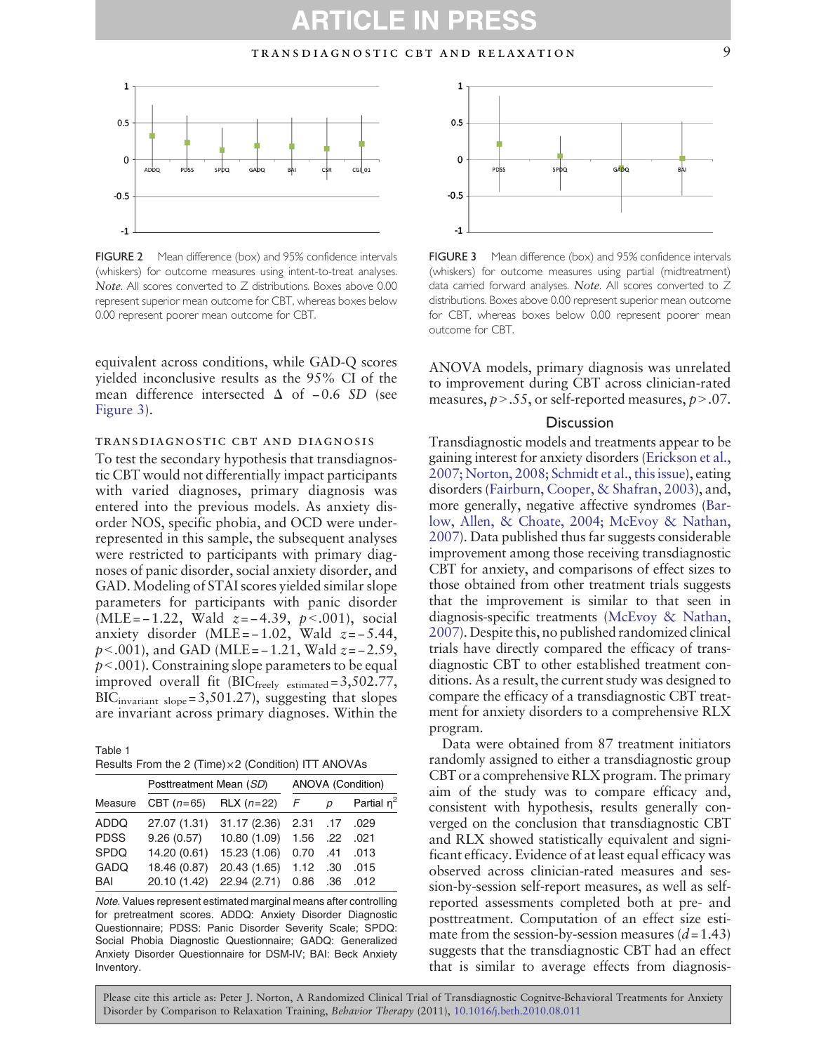FIGURE 2 Mean difference (box) and 95% confidence intervals (whiskers) for outcome measures using intent-to-treat analyses. *Note.* All scores converted to Z distributions. Boxes above 0.00 represent superior mean outcome for CBT, whereas boxes below 0.00 represent poorer mean outcome for CBT.

FIGURE 3 Mean difference (box) and 95% confidence intervals (whiskers) for outcome measures using partial (midtreatment) data carried forward analyses. *Note.* All scores converted to Z distributions. Boxes above 0.00 represent superior mean outcome for CBT, whereas boxes below 0.00 represent poorer mean outcome for CBT.

equivalent across conditions, while GAD-Q scores yielded inconclusive results as the 95% CI of the mean difference intersected Δ of −0.6 *SD* (see Figure 3).

### TRANSDIAGNOSTIC CBT AND DIAGNOSIS

To test the secondary hypothesis that transdiagnostic CBT would not differentially impact participants with varied diagnoses, primary diagnosis was entered into the previous models. As anxiety disorder NOS, specific phobia, and OCD were underrepresented in this sample, the subsequent analyses were restricted to participants with primary diagnoses of panic disorder, social anxiety disorder, and GAD. Modeling of STAI scores yielded similar slope parameters for participants with panic disorder (MLE = −1.22, Wald $z = -4.39$, $p < .001$), social anxiety disorder (MLE = −1.02, Wald $z = -5.44$, $p < .001$), and GAD (MLE = −1.21, Wald $z = -2.59$, $p < .001$). Constraining slope parameters to be equal improved overall fit ($BIC_{freely\ estimated} = 3{,}502.77$, $BIC_{invariant\ slope} = 3{,}501.27$), suggesting that slopes are invariant across primary diagnoses. Within the ANOVA models, primary diagnosis was unrelated to improvement during CBT across clinician-rated measures, $p > .55$, or self-reported measures, $p > .07$.

Table 1
Results From the 2 (Time) × 2 (Condition) ITT ANOVAs

| | Posttreatment Mean (*SD*) | | ANOVA (Condition) | | |
|---|---|---|---|---|---|
| Measure | CBT ($n = 65$) | RLX ($n = 22$) | *F* | *p* | Partial $\eta^2$ |
| ADDQ | 27.07 (1.31) | 31.17 (2.36) | 2.31 | .17 | .029 |
| PDSS | 9.26 (0.57) | 10.80 (1.09) | 1.56 | .22 | .021 |
| SPDQ | 14.20 (0.61) | 15.23 (1.06) | 0.70 | .41 | .013 |
| GADQ | 18.46 (0.87) | 20.43 (1.65) | 1.12 | .30 | .015 |
| BAI | 20.10 (1.42) | 22.94 (2.71) | 0.86 | .36 | .012 |

*Note.* Values represent estimated marginal means after controlling for pretreatment scores. ADDQ: Anxiety Disorder Diagnostic Questionnaire; PDSS: Panic Disorder Severity Scale; SPDQ: Social Phobia Diagnostic Questionnaire; GADQ: Generalized Anxiety Disorder Questionnaire for DSM-IV; BAI: Beck Anxiety Inventory.

## Discussion

Transdiagnostic models and treatments appear to be gaining interest for anxiety disorders (Erickson et al., 2007; Norton, 2008; Schmidt et al., this issue), eating disorders (Fairburn, Cooper, & Shafran, 2003), and, more generally, negative affective syndromes (Barlow, Allen, & Choate, 2004; McEvoy & Nathan, 2007). Data published thus far suggests considerable improvement among those receiving transdiagnostic CBT for anxiety, and comparisons of effect sizes to those obtained from other treatment trials suggests that the improvement is similar to that seen in diagnosis-specific treatments (McEvoy & Nathan, 2007). Despite this, no published randomized clinical trials have directly compared the efficacy of transdiagnostic CBT to other established treatment conditions. As a result, the current study was designed to compare the efficacy of a transdiagnostic CBT treatment for anxiety disorders to a comprehensive RLX program.

Data were obtained from 87 treatment initiators randomly assigned to either a transdiagnostic group CBT or a comprehensive RLX program. The primary aim of the study was to compare efficacy and, consistent with hypothesis, results generally converged on the conclusion that transdiagnostic CBT and RLX showed statistically equivalent and significant efficacy. Evidence of at least equal efficacy was observed across clinician-rated measures and session-by-session self-report measures, as well as self-reported assessments completed both at pre- and posttreatment. Computation of an effect size estimate from the session-by-session measures ($d = 1.43$) suggests that the transdiagnostic CBT had an effect that is similar to average effects from diagnosis-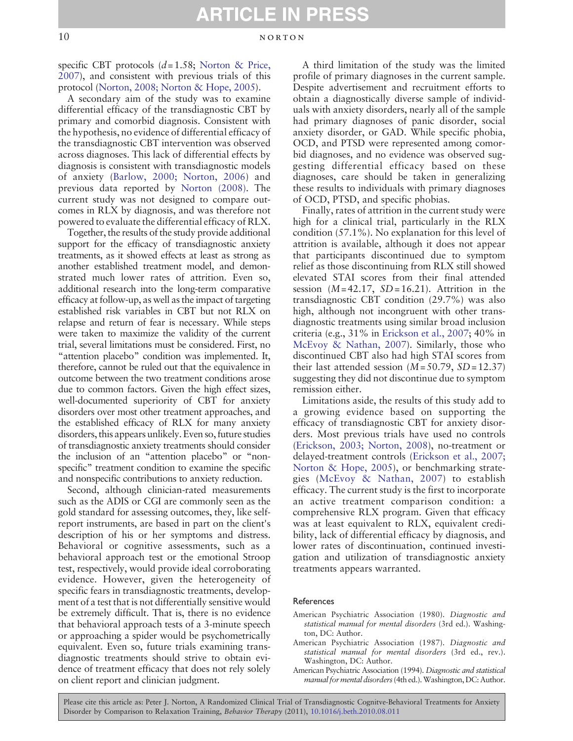specific CBT protocols ($d = 1.58$; Norton & Price, 2007), and consistent with previous trials of this protocol (Norton, 2008; Norton & Hope, 2005).

A secondary aim of the study was to examine differential efficacy of the transdiagnostic CBT by primary and comorbid diagnosis. Consistent with the hypothesis, no evidence of differential efficacy of the transdiagnostic CBT intervention was observed across diagnoses. This lack of differential effects by diagnosis is consistent with transdiagnostic models of anxiety (Barlow, 2000; Norton, 2006) and previous data reported by Norton (2008). The current study was not designed to compare outcomes in RLX by diagnosis, and was therefore not powered to evaluate the differential efficacy of RLX.

Together, the results of the study provide additional support for the efficacy of transdiagnostic anxiety treatments, as it showed effects at least as strong as another established treatment model, and demonstrated much lower rates of attrition. Even so, additional research into the long-term comparative efficacy at follow-up, as well as the impact of targeting established risk variables in CBT but not RLX on relapse and return of fear is necessary. While steps were taken to maximize the validity of the current trial, several limitations must be considered. First, no "attention placebo" condition was implemented. It, therefore, cannot be ruled out that the equivalence in outcome between the two treatment conditions arose due to common factors. Given the high effect sizes, well-documented superiority of CBT for anxiety disorders over most other treatment approaches, and the established efficacy of RLX for many anxiety disorders, this appears unlikely. Even so, future studies of transdiagnostic anxiety treatments should consider the inclusion of an "attention placebo" or "nonspecific" treatment condition to examine the specific and nonspecific contributions to anxiety reduction.

Second, although clinician-rated measurements such as the ADIS or CGI are commonly seen as the gold standard for assessing outcomes, they, like self-report instruments, are based in part on the client's description of his or her symptoms and distress. Behavioral or cognitive assessments, such as a behavioral approach test or the emotional Stroop test, respectively, would provide ideal corroborating evidence. However, given the heterogeneity of specific fears in transdiagnostic treatments, development of a test that is not differentially sensitive would be extremely difficult. That is, there is no evidence that behavioral approach tests of a 3-minute speech or approaching a spider would be psychometrically equivalent. Even so, future trials examining transdiagnostic treatments should strive to obtain evidence of treatment efficacy that does not rely solely on client report and clinician judgment.

A third limitation of the study was the limited profile of primary diagnoses in the current sample. Despite advertisement and recruitment efforts to obtain a diagnostically diverse sample of individuals with anxiety disorders, nearly all of the sample had primary diagnoses of panic disorder, social anxiety disorder, or GAD. While specific phobia, OCD, and PTSD were represented among comorbid diagnoses, and no evidence was observed suggesting differential efficacy based on these diagnoses, care should be taken in generalizing these results to individuals with primary diagnoses of OCD, PTSD, and specific phobias.

Finally, rates of attrition in the current study were high for a clinical trial, particularly in the RLX condition (57.1%). No explanation for this level of attrition is available, although it does not appear that participants discontinued due to symptom relief as those discontinuing from RLX still showed elevated STAI scores from their final attended session ($M = 42.17$, $SD = 16.21$). Attrition in the transdiagnostic CBT condition (29.7%) was also high, although not incongruent with other transdiagnostic treatments using similar broad inclusion criteria (e.g., 31% in Erickson et al., 2007; 40% in McEvoy & Nathan, 2007). Similarly, those who discontinued CBT also had high STAI scores from their last attended session ($M = 50.79$, $SD = 12.37$) suggesting they did not discontinue due to symptom remission either.

Limitations aside, the results of this study add to a growing evidence based on supporting the efficacy of transdiagnostic CBT for anxiety disorders. Most previous trials have used no controls (Erickson, 2003; Norton, 2008), no-treatment or delayed-treatment controls (Erickson et al., 2007; Norton & Hope, 2005), or benchmarking strategies (McEvoy & Nathan, 2007) to establish efficacy. The current study is the first to incorporate an active treatment comparison condition: a comprehensive RLX program. Given that efficacy was at least equivalent to RLX, equivalent credibility, lack of differential efficacy by diagnosis, and lower rates of discontinuation, continued investigation and utilization of transdiagnostic anxiety treatments appears warranted.

## References

American Psychiatric Association (1980). *Diagnostic and statistical manual for mental disorders* (3rd ed.). Washington, DC: Author.

American Psychiatric Association (1987). *Diagnostic and statistical manual for mental disorders* (3rd ed., rev.). Washington, DC: Author.

American Psychiatric Association (1994). *Diagnostic and statistical manual for mental disorders* (4th ed.). Washington, DC: Author.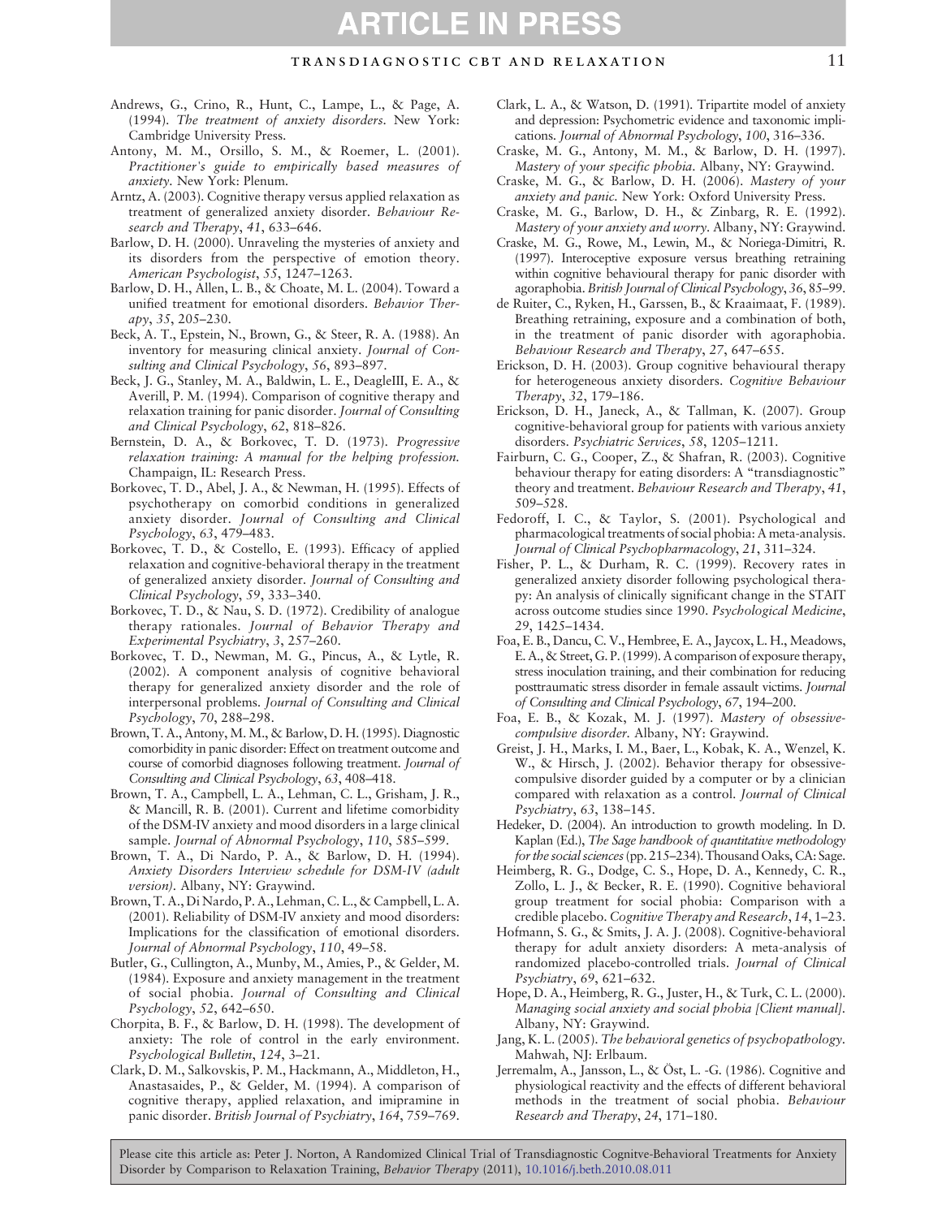Andrews, G., Crino, R., Hunt, C., Lampe, L., & Page, A. (1994). *The treatment of anxiety disorders*. New York: Cambridge University Press.

Antony, M. M., Orsillo, S. M., & Roemer, L. (2001). *Practitioner's guide to empirically based measures of anxiety*. New York: Plenum.

Arntz, A. (2003). Cognitive therapy versus applied relaxation as treatment of generalized anxiety disorder. *Behaviour Research and Therapy*, *41*, 633–646.

Barlow, D. H. (2000). Unraveling the mysteries of anxiety and its disorders from the perspective of emotion theory. *American Psychologist*, *55*, 1247–1263.

Barlow, D. H., Allen, L. B., & Choate, M. L. (2004). Toward a unified treatment for emotional disorders. *Behavior Therapy*, *35*, 205–230.

Beck, A. T., Epstein, N., Brown, G., & Steer, R. A. (1988). An inventory for measuring clinical anxiety. *Journal of Consulting and Clinical Psychology*, *56*, 893–897.

Beck, J. G., Stanley, M. A., Baldwin, L. E., DeagleIII, E. A., & Averill, P. M. (1994). Comparison of cognitive therapy and relaxation training for panic disorder. *Journal of Consulting and Clinical Psychology*, *62*, 818–826.

Bernstein, D. A., & Borkovec, T. D. (1973). *Progressive relaxation training: A manual for the helping profession*. Champaign, IL: Research Press.

Borkovec, T. D., Abel, J. A., & Newman, H. (1995). Effects of psychotherapy on comorbid conditions in generalized anxiety disorder. *Journal of Consulting and Clinical Psychology*, *63*, 479–483.

Borkovec, T. D., & Costello, E. (1993). Efficacy of applied relaxation and cognitive-behavioral therapy in the treatment of generalized anxiety disorder. *Journal of Consulting and Clinical Psychology*, *59*, 333–340.

Borkovec, T. D., & Nau, S. D. (1972). Credibility of analogue therapy rationales. *Journal of Behavior Therapy and Experimental Psychiatry*, *3*, 257–260.

Borkovec, T. D., Newman, M. G., Pincus, A., & Lytle, R. (2002). A component analysis of cognitive behavioral therapy for generalized anxiety disorder and the role of interpersonal problems. *Journal of Consulting and Clinical Psychology*, *70*, 288–298.

Brown, T. A., Antony, M. M., & Barlow, D. H. (1995). Diagnostic comorbidity in panic disorder: Effect on treatment outcome and course of comorbid diagnoses following treatment. *Journal of Consulting and Clinical Psychology*, *63*, 408–418.

Brown, T. A., Campbell, L. A., Lehman, C. L., Grisham, J. R., & Mancill, R. B. (2001). Current and lifetime comorbidity of the DSM-IV anxiety and mood disorders in a large clinical sample. *Journal of Abnormal Psychology*, *110*, 585–599.

Brown, T. A., Di Nardo, P. A., & Barlow, D. H. (1994). *Anxiety Disorders Interview schedule for DSM-IV (adult version)*. Albany, NY: Graywind.

Brown, T. A., Di Nardo, P. A., Lehman, C. L., & Campbell, L. A. (2001). Reliability of DSM-IV anxiety and mood disorders: Implications for the classification of emotional disorders. *Journal of Abnormal Psychology*, *110*, 49–58.

Butler, G., Cullington, A., Munby, M., Amies, P., & Gelder, M. (1984). Exposure and anxiety management in the treatment of social phobia. *Journal of Consulting and Clinical Psychology*, *52*, 642–650.

Chorpita, B. F., & Barlow, D. H. (1998). The development of anxiety: The role of control in the early environment. *Psychological Bulletin*, *124*, 3–21.

Clark, D. M., Salkovskis, P. M., Hackmann, A., Middleton, H., Anastasaides, P., & Gelder, M. (1994). A comparison of cognitive therapy, applied relaxation, and imipramine in panic disorder. *British Journal of Psychiatry*, *164*, 759–769.

Clark, L. A., & Watson, D. (1991). Tripartite model of anxiety and depression: Psychometric evidence and taxonomic implications. *Journal of Abnormal Psychology*, *100*, 316–336.

Craske, M. G., Antony, M. M., & Barlow, D. H. (1997). *Mastery of your specific phobia*. Albany, NY: Graywind.

Craske, M. G., & Barlow, D. H. (2006). *Mastery of your anxiety and panic*. New York: Oxford University Press.

Craske, M. G., Barlow, D. H., & Zinbarg, R. E. (1992). *Mastery of your anxiety and worry*. Albany, NY: Graywind.

Craske, M. G., Rowe, M., Lewin, M., & Noriega-Dimitri, R. (1997). Interoceptive exposure versus breathing retraining within cognitive behavioural therapy for panic disorder with agoraphobia. *British Journal of Clinical Psychology*, *36*, 85–99.

de Ruiter, C., Ryken, H., Garssen, B., & Kraaimaat, F. (1989). Breathing retraining, exposure and a combination of both, in the treatment of panic disorder with agoraphobia. *Behaviour Research and Therapy*, *27*, 647–655.

Erickson, D. H. (2003). Group cognitive behavioural therapy for heterogeneous anxiety disorders. *Cognitive Behaviour Therapy*, *32*, 179–186.

Erickson, D. H., Janeck, A., & Tallman, K. (2007). Group cognitive-behavioral group for patients with various anxiety disorders. *Psychiatric Services*, *58*, 1205–1211.

Fairburn, C. G., Cooper, Z., & Shafran, R. (2003). Cognitive behaviour therapy for eating disorders: A "transdiagnostic" theory and treatment. *Behaviour Research and Therapy*, *41*, 509–528.

Fedoroff, I. C., & Taylor, S. (2001). Psychological and pharmacological treatments of social phobia: A meta-analysis. *Journal of Clinical Psychopharmacology*, *21*, 311–324.

Fisher, P. L., & Durham, R. C. (1999). Recovery rates in generalized anxiety disorder following psychological therapy: An analysis of clinically significant change in the STAIT across outcome studies since 1990. *Psychological Medicine*, *29*, 1425–1434.

Foa, E. B., Dancu, C. V., Hembree, E. A., Jaycox, L. H., Meadows, E. A., & Street, G. P. (1999). A comparison of exposure therapy, stress inoculation training, and their combination for reducing posttraumatic stress disorder in female assault victims. *Journal of Consulting and Clinical Psychology*, *67*, 194–200.

Foa, E. B., & Kozak, M. J. (1997). *Mastery of obsessive-compulsive disorder*. Albany, NY: Graywind.

Greist, J. H., Marks, I. M., Baer, L., Kobak, K. A., Wenzel, K. W., & Hirsch, J. (2002). Behavior therapy for obsessive-compulsive disorder guided by a computer or by a clinician compared with relaxation as a control. *Journal of Clinical Psychiatry*, *63*, 138–145.

Hedeker, D. (2004). An introduction to growth modeling. In D. Kaplan (Ed.), *The Sage handbook of quantitative methodology for the social sciences* (pp. 215–234). Thousand Oaks, CA: Sage.

Heimberg, R. G., Dodge, C. S., Hope, D. A., Kennedy, C. R., Zollo, L. J., & Becker, R. E. (1990). Cognitive behavioral group treatment for social phobia: Comparison with a credible placebo. *Cognitive Therapy and Research*, *14*, 1–23.

Hofmann, S. G., & Smits, J. A. J. (2008). Cognitive-behavioral therapy for adult anxiety disorders: A meta-analysis of randomized placebo-controlled trials. *Journal of Clinical Psychiatry*, *69*, 621–632.

Hope, D. A., Heimberg, R. G., Juster, H., & Turk, C. L. (2000). *Managing social anxiety and social phobia [Client manual]*. Albany, NY: Graywind.

Jang, K. L. (2005). *The behavioral genetics of psychopathology*. Mahwah, NJ: Erlbaum.

Jerremalm, A., Jansson, L., & Öst, L. -G. (1986). Cognitive and physiological reactivity and the effects of different behavioral methods in the treatment of social phobia. *Behaviour Research and Therapy*, *24*, 171–180.

Please cite this article as: Peter J. Norton, A Randomized Clinical Trial of Transdiagnostic Cognitve-Behavioral Treatments for Anxiety Disorder by Comparison to Relaxation Training, *Behavior Therapy* (2011), 10.1016/j.beth.2010.08.011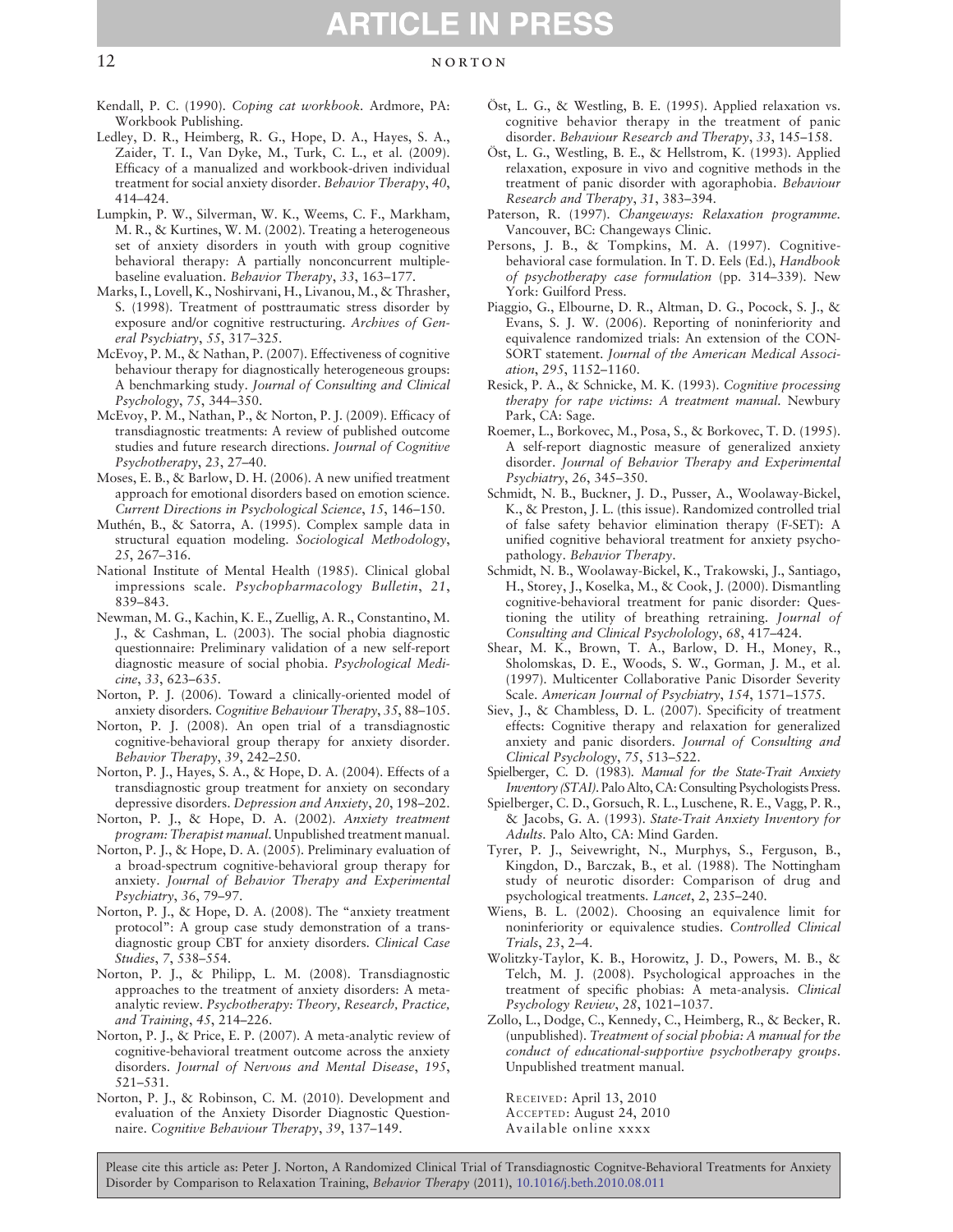Kendall, P. C. (1990). *Coping cat workbook*. Ardmore, PA: Workbook Publishing.

Ledley, D. R., Heimberg, R. G., Hope, D. A., Hayes, S. A., Zaider, T. I., Van Dyke, M., Turk, C. L., et al. (2009). Efficacy of a manualized and workbook-driven individual treatment for social anxiety disorder. *Behavior Therapy*, *40*, 414–424.

Lumpkin, P. W., Silverman, W. K., Weems, C. F., Markham, M. R., & Kurtines, W. M. (2002). Treating a heterogeneous set of anxiety disorders in youth with group cognitive behavioral therapy: A partially nonconcurrent multiple-baseline evaluation. *Behavior Therapy*, *33*, 163–177.

Marks, I., Lovell, K., Noshirvani, H., Livanou, M., & Thrasher, S. (1998). Treatment of posttraumatic stress disorder by exposure and/or cognitive restructuring. *Archives of General Psychiatry*, *55*, 317–325.

McEvoy, P. M., & Nathan, P. (2007). Effectiveness of cognitive behaviour therapy for diagnostically heterogeneous groups: A benchmarking study. *Journal of Consulting and Clinical Psychology*, *75*, 344–350.

McEvoy, P. M., Nathan, P., & Norton, P. J. (2009). Efficacy of transdiagnostic treatments: A review of published outcome studies and future research directions. *Journal of Cognitive Psychotherapy*, *23*, 27–40.

Moses, E. B., & Barlow, D. H. (2006). A new unified treatment approach for emotional disorders based on emotion science. *Current Directions in Psychological Science*, *15*, 146–150.

Muthén, B., & Satorra, A. (1995). Complex sample data in structural equation modeling. *Sociological Methodology*, *25*, 267–316.

National Institute of Mental Health (1985). Clinical global impressions scale. *Psychopharmacology Bulletin*, *21*, 839–843.

Newman, M. G., Kachin, K. E., Zuellig, A. R., Constantino, M. J., & Cashman, L. (2003). The social phobia diagnostic questionnaire: Preliminary validation of a new self-report diagnostic measure of social phobia. *Psychological Medicine*, *33*, 623–635.

Norton, P. J. (2006). Toward a clinically-oriented model of anxiety disorders. *Cognitive Behaviour Therapy*, *35*, 88–105.

Norton, P. J. (2008). An open trial of a transdiagnostic cognitive-behavioral group therapy for anxiety disorder. *Behavior Therapy*, *39*, 242–250.

Norton, P. J., Hayes, S. A., & Hope, D. A. (2004). Effects of a transdiagnostic group treatment for anxiety on secondary depressive disorders. *Depression and Anxiety*, *20*, 198–202.

Norton, P. J., & Hope, D. A. (2002). *Anxiety treatment program: Therapist manual*. Unpublished treatment manual.

Norton, P. J., & Hope, D. A. (2005). Preliminary evaluation of a broad-spectrum cognitive-behavioral group therapy for anxiety. *Journal of Behavior Therapy and Experimental Psychiatry*, *36*, 79–97.

Norton, P. J., & Hope, D. A. (2008). The "anxiety treatment protocol": A group case study demonstration of a transdiagnostic group CBT for anxiety disorders. *Clinical Case Studies*, *7*, 538–554.

Norton, P. J., & Philipp, L. M. (2008). Transdiagnostic approaches to the treatment of anxiety disorders: A meta-analytic review. *Psychotherapy: Theory, Research, Practice, and Training*, *45*, 214–226.

Norton, P. J., & Price, E. P. (2007). A meta-analytic review of cognitive-behavioral treatment outcome across the anxiety disorders. *Journal of Nervous and Mental Disease*, *195*, 521–531.

Norton, P. J., & Robinson, C. M. (2010). Development and evaluation of the Anxiety Disorder Diagnostic Questionnaire. *Cognitive Behaviour Therapy*, *39*, 137–149.

Öst, L. G., & Westling, B. E. (1995). Applied relaxation vs. cognitive behavior therapy in the treatment of panic disorder. *Behaviour Research and Therapy*, *33*, 145–158.

Öst, L. G., Westling, B. E., & Hellstrom, K. (1993). Applied relaxation, exposure in vivo and cognitive methods in the treatment of panic disorder with agoraphobia. *Behaviour Research and Therapy*, *31*, 383–394.

Paterson, R. (1997). *Changeways: Relaxation programme*. Vancouver, BC: Changeways Clinic.

Persons, J. B., & Tompkins, M. A. (1997). Cognitive-behavioral case formulation. In T. D. Eels (Ed.), *Handbook of psychotherapy case formulation* (pp. 314–339). New York: Guilford Press.

Piaggio, G., Elbourne, D. R., Altman, D. G., Pocock, S. J., & Evans, S. J. W. (2006). Reporting of noninferiority and equivalence randomized trials: An extension of the CONSORT statement. *Journal of the American Medical Association*, *295*, 1152–1160.

Resick, P. A., & Schnicke, M. K. (1993). *Cognitive processing therapy for rape victims: A treatment manual*. Newbury Park, CA: Sage.

Roemer, L., Borkovec, M., Posa, S., & Borkovec, T. D. (1995). A self-report diagnostic measure of generalized anxiety disorder. *Journal of Behavior Therapy and Experimental Psychiatry*, *26*, 345–350.

Schmidt, N. B., Buckner, J. D., Pusser, A., Woolaway-Bickel, K., & Preston, J. L. (this issue). Randomized controlled trial of false safety behavior elimination therapy (F-SET): A unified cognitive behavioral treatment for anxiety psychopathology. *Behavior Therapy*.

Schmidt, N. B., Woolaway-Bickel, K., Trakowski, J., Santiago, H., Storey, J., Koselka, M., & Cook, J. (2000). Dismantling cognitive-behavioral treatment for panic disorder: Questioning the utility of breathing retraining. *Journal of Consulting and Clinical Psycholology*, *68*, 417–424.

Shear, M. K., Brown, T. A., Barlow, D. H., Money, R., Sholomskas, D. E., Woods, S. W., Gorman, J. M., et al. (1997). Multicenter Collaborative Panic Disorder Severity Scale. *American Journal of Psychiatry*, *154*, 1571–1575.

Siev, J., & Chambless, D. L. (2007). Specificity of treatment effects: Cognitive therapy and relaxation for generalized anxiety and panic disorders. *Journal of Consulting and Clinical Psychology*, *75*, 513–522.

Spielberger, C. D. (1983). *Manual for the State-Trait Anxiety Inventory (STAI)*. Palo Alto, CA: Consulting Psychologists Press.

Spielberger, C. D., Gorsuch, R. L., Luschene, R. E., Vagg, P. R., & Jacobs, G. A. (1993). *State-Trait Anxiety Inventory for Adults*. Palo Alto, CA: Mind Garden.

Tyrer, P. J., Seivewright, N., Murphys, S., Ferguson, B., Kingdon, D., Barczak, B., et al. (1988). The Nottingham study of neurotic disorder: Comparison of drug and psychological treatments. *Lancet*, *2*, 235–240.

Wiens, B. L. (2002). Choosing an equivalence limit for noninferiority or equivalence studies. *Controlled Clinical Trials*, *23*, 2–4.

Wolitzky-Taylor, K. B., Horowitz, J. D., Powers, M. B., & Telch, M. J. (2008). Psychological approaches in the treatment of specific phobias: A meta-analysis. *Clinical Psychology Review*, *28*, 1021–1037.

Zollo, L., Dodge, C., Kennedy, C., Heimberg, R., & Becker, R. (unpublished). *Treatment of social phobia: A manual for the conduct of educational-supportive psychotherapy groups*. Unpublished treatment manual.

RECEIVED: April 13, 2010
ACCEPTED: August 24, 2010
Available online xxxx

Please cite this article as: Peter J. Norton, A Randomized Clinical Trial of Transdiagnostic Cognitve-Behavioral Treatments for Anxiety Disorder by Comparison to Relaxation Training, *Behavior Therapy* (2011), 10.1016/j.beth.2010.08.011